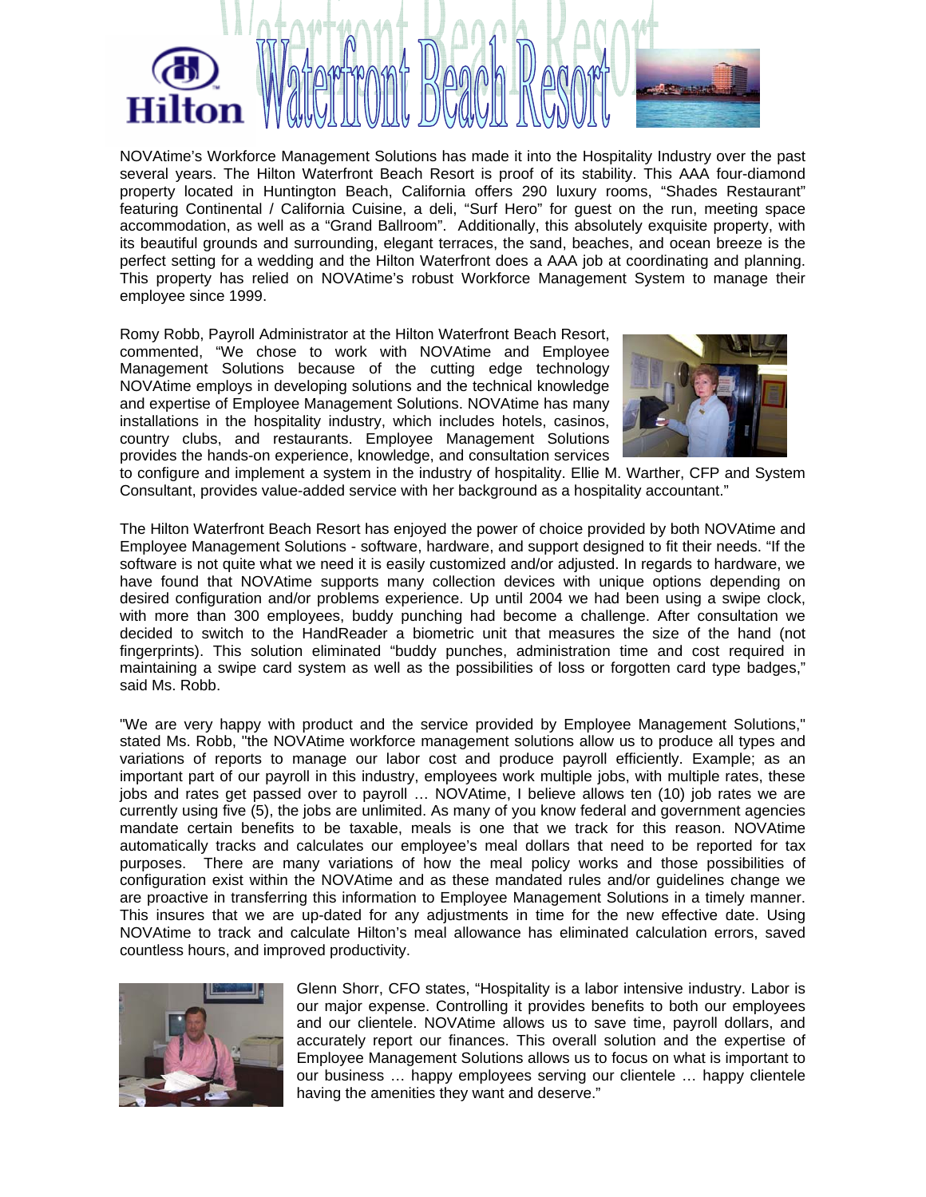# Hilton Waterfront Beach Resort

NOVAtime's Workforce Management Solutions has made it into the Hospitality Industry over the past several years. The Hilton Waterfront Beach Resort is proof of its stability. This AAA four-diamond property located in Huntington Beach, California offers 290 luxury rooms, "Shades Restaurant" featuring Continental / California Cuisine, a deli, "Surf Hero" for guest on the run, meeting space accommodation, as well as a "Grand Ballroom". Additionally, this absolutely exquisite property, with its beautiful grounds and surrounding, elegant terraces, the sand, beaches, and ocean breeze is the perfect setting for a wedding and the Hilton Waterfront does a AAA job at coordinating and planning. This property has relied on NOVAtime's robust Workforce Management System to manage their employee since 1999.

Romy Robb, Payroll Administrator at the Hilton Waterfront Beach Resort, commented, "We chose to work with NOVAtime and Employee Management Solutions because of the cutting edge technology NOVAtime employs in developing solutions and the technical knowledge and expertise of Employee Management Solutions. NOVAtime has many installations in the hospitality industry, which includes hotels, casinos, country clubs, and restaurants. Employee Management Solutions provides the hands-on experience, knowledge, and consultation services to configure and implement a system in the industry of hospitality. Ellie M. Warther, CFP and System Consultant, provides value-added service with her background as a hospitality accountant."

The Hilton Waterfront Beach Resort has enjoyed the power of choice provided by both NOVAtime and Employee Management Solutions - software, hardware, and support designed to fit their needs. "If the software is not quite what we need it is easily customized and/or adjusted. In regards to hardware, we have found that NOVAtime supports many collection devices with unique options depending on desired configuration and/or problems experience. Up until 2004 we had been using a swipe clock, with more than 300 employees, buddy punching had become a challenge. After consultation we decided to switch to the HandReader a biometric unit that measures the size of the hand (not fingerprints). This solution eliminated "buddy punches, administration time and cost required in maintaining a swipe card system as well as the possibilities of loss or forgotten card type badges," said Ms. Robb.

"We are very happy with product and the service provided by Employee Management Solutions," stated Ms. Robb, "the NOVAtime workforce management solutions allow us to produce all types and variations of reports to manage our labor cost and produce payroll efficiently. Example; as an important part of our payroll in this industry, employees work multiple jobs, with multiple rates, these jobs and rates get passed over to payroll … NOVAtime, I believe allows ten (10) job rates we are currently using five (5), the jobs are unlimited. As many of you know federal and government agencies mandate certain benefits to be taxable, meals is one that we track for this reason. NOVAtime automatically tracks and calculates our employee's meal dollars that need to be reported for tax purposes. There are many variations of how the meal policy works and those possibilities of configuration exist within the NOVAtime and as these mandated rules and/or guidelines change we are proactive in transferring this information to Employee Management Solutions in a timely manner. This insures that we are up-dated for any adjustments in time for the new effective date. Using NOVAtime to track and calculate Hilton's meal allowance has eliminated calculation errors, saved countless hours, and improved productivity.

Glenn Shorr, CFO states, "Hospitality is a labor intensive industry. Labor is our major expense. Controlling it provides benefits to both our employees and our clientele. NOVAtime allows us to save time, payroll dollars, and accurately report our finances. This overall solution and the expertise of Employee Management Solutions allows us to focus on what is important to our business … happy employees serving our clientele … happy clientele having the amenities they want and deserve."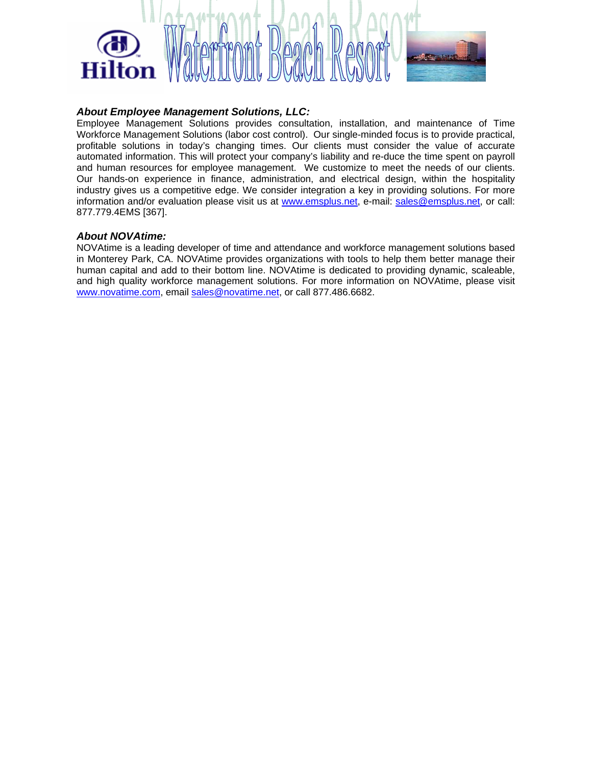### *About Employee Management Solutions, LLC:*

Employee Management Solutions provides consultation, installation, and maintenance of Time Workforce Management Solutions (labor cost control). Our single-minded focus is to provide practical, profitable solutions in today's changing times. Our clients must consider the value of accurate automated information. This will protect your company's liability and re-duce the time spent on payroll and human resources for employee management. We customize to meet the needs of our clients. Our hands-on experience in finance, administration, and electrical design, within the hospitality industry gives us a competitive edge. We consider integration a key in providing solutions. For more information and/or evaluation please visit us at www.emsplus.net, e-mail: sales@emsplus.net, or call: 877.779.4EMS [367].

### *About NOVAtime:*

NOVAtime is a leading developer of time and attendance and workforce management solutions based in Monterey Park, CA. NOVAtime provides organizations with tools to help them better manage their human capital and add to their bottom line. NOVAtime is dedicated to providing dynamic, scaleable, and high quality workforce management solutions. For more information on NOVAtime, please visit www.novatime.com, email sales@novatime.net, or call 877.486.6682.